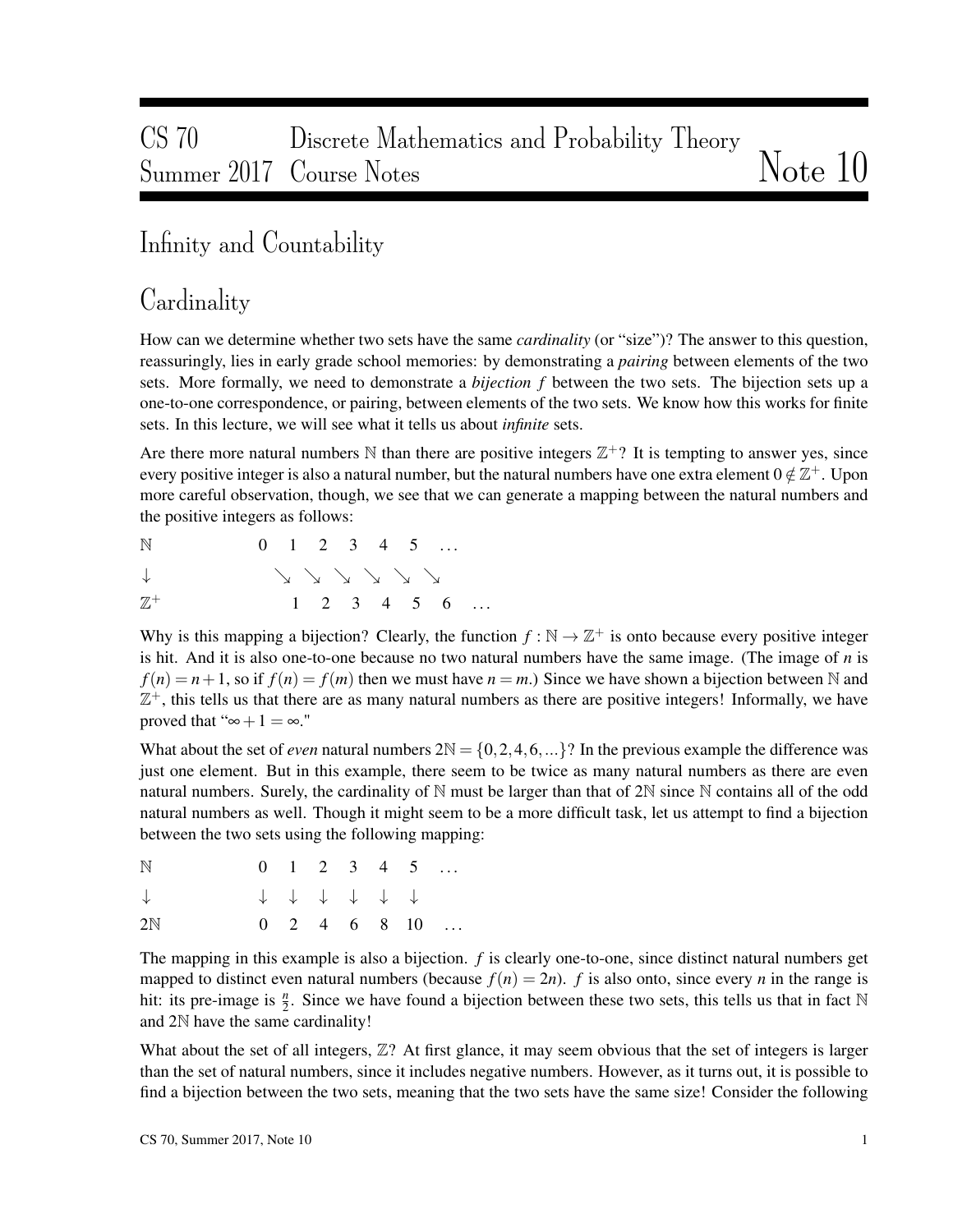# CS 70 Discrete Mathematics and Probability Theory
## Summer 2017 Course Notes — Note 10

# Infinity and Countability

## Cardinality

How can we determine whether two sets have the same *cardinality* (or "size")? The answer to this question, reassuringly, lies in early grade school memories: by demonstrating a *pairing* between elements of the two sets. More formally, we need to demonstrate a *bijection* $f$ between the two sets. The bijection sets up a one-to-one correspondence, or pairing, between elements of the two sets. We know how this works for finite sets. In this lecture, we will see what it tells us about *infinite* sets.

Are there more natural numbers $\mathbb{N}$ than there are positive integers $\mathbb{Z}^+$? It is tempting to answer yes, since every positive integer is also a natural number, but the natural numbers have one extra element $0 \notin \mathbb{Z}^+$. Upon more careful observation, though, we see that we can generate a mapping between the natural numbers and the positive integers as follows:

$$
\begin{array}{lccccccc}
\mathbb{N} & 0 & 1 & 2 & 3 & 4 & 5 & \ldots \\
\downarrow & \searrow & \searrow & \searrow & \searrow & \searrow & \searrow & \\
\mathbb{Z}^+ & 1 & 2 & 3 & 4 & 5 & 6 & \ldots
\end{array}
$$

Why is this mapping a bijection? Clearly, the function $f : \mathbb{N} \to \mathbb{Z}^+$ is onto because every positive integer is hit. And it is also one-to-one because no two natural numbers have the same image. (The image of $n$ is $f(n) = n+1$, so if $f(n) = f(m)$ then we must have $n = m$.) Since we have shown a bijection between $\mathbb{N}$ and $\mathbb{Z}^+$, this tells us that there are as many natural numbers as there are positive integers! Informally, we have proved that "$\infty + 1 = \infty$."

What about the set of *even* natural numbers $2\mathbb{N} = \{0, 2, 4, 6, ...\}$? In the previous example the difference was just one element. But in this example, there seem to be twice as many natural numbers as there are even natural numbers. Surely, the cardinality of $\mathbb{N}$ must be larger than that of $2\mathbb{N}$ since $\mathbb{N}$ contains all of the odd natural numbers as well. Though it might seem to be a more difficult task, let us attempt to find a bijection between the two sets using the following mapping:

$$
\begin{array}{lccccccc}
\mathbb{N} & 0 & 1 & 2 & 3 & 4 & 5 & \ldots \\
\downarrow & \downarrow & \downarrow & \downarrow & \downarrow & \downarrow & \downarrow & \\
2\mathbb{N} & 0 & 2 & 4 & 6 & 8 & 10 & \ldots
\end{array}
$$

The mapping in this example is also a bijection. $f$ is clearly one-to-one, since distinct natural numbers get mapped to distinct even natural numbers (because $f(n) = 2n$). $f$ is also onto, since every $n$ in the range is hit: its pre-image is $\frac{n}{2}$. Since we have found a bijection between these two sets, this tells us that in fact $\mathbb{N}$ and $2\mathbb{N}$ have the same cardinality!

What about the set of all integers, $\mathbb{Z}$? At first glance, it may seem obvious that the set of integers is larger than the set of natural numbers, since it includes negative numbers. However, as it turns out, it is possible to find a bijection between the two sets, meaning that the two sets have the same size! Consider the following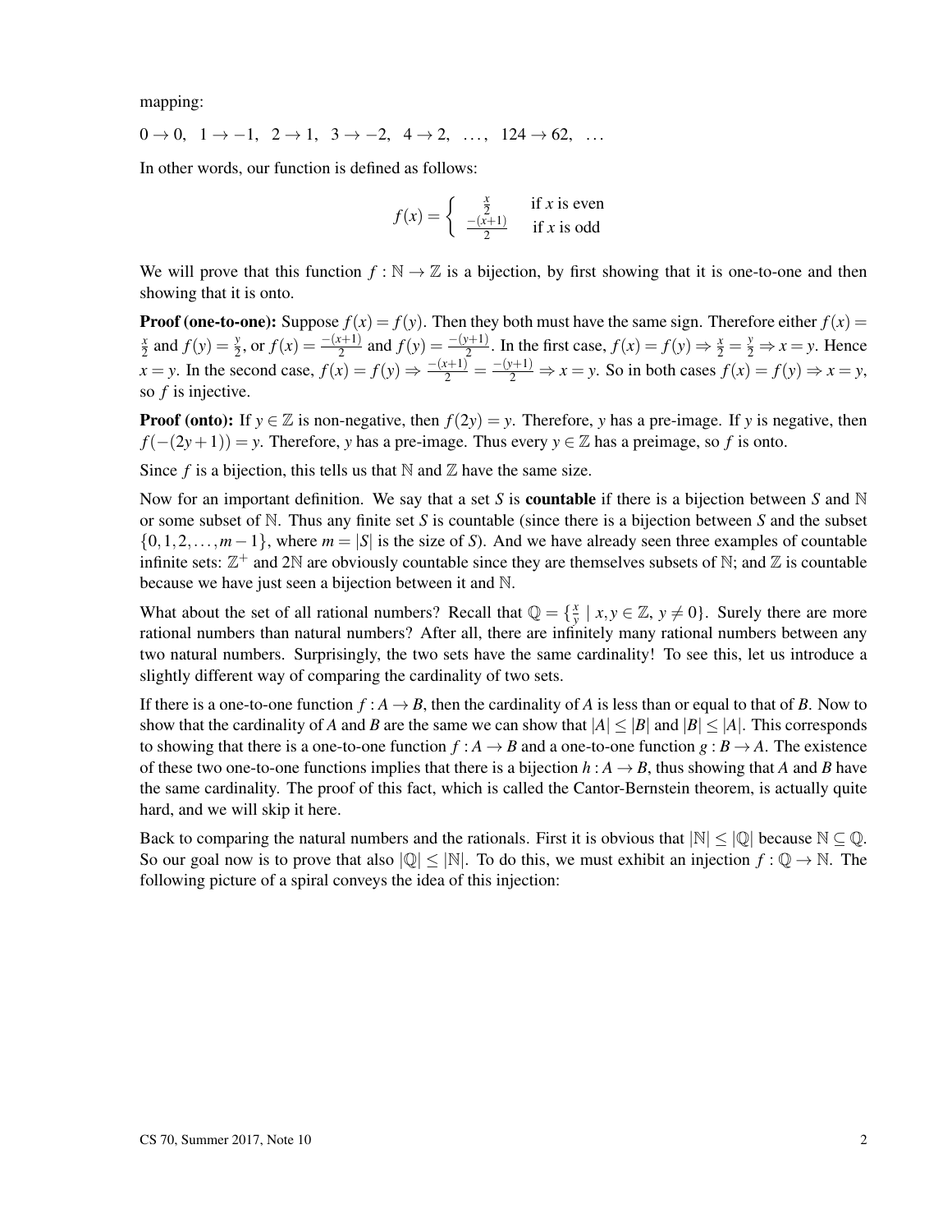mapping:

$0 \to 0, \quad 1 \to -1, \quad 2 \to 1, \quad 3 \to -2, \quad 4 \to 2, \quad \ldots, \quad 124 \to 62, \quad \ldots$

In other words, our function is defined as follows:

$$f(x) = \begin{cases} \frac{x}{2} & \text{if } x \text{ is even} \\ \frac{-(x+1)}{2} & \text{if } x \text{ is odd} \end{cases}$$

We will prove that this function $f : \mathbb{N} \to \mathbb{Z}$ is a bijection, by first showing that it is one-to-one and then showing that it is onto.

**Proof (one-to-one):** Suppose $f(x) = f(y)$. Then they both must have the same sign. Therefore either $f(x) = \frac{x}{2}$ and $f(y) = \frac{y}{2}$, or $f(x) = \frac{-(x+1)}{2}$ and $f(y) = \frac{-(y+1)}{2}$. In the first case, $f(x) = f(y) \Rightarrow \frac{x}{2} = \frac{y}{2} \Rightarrow x = y$. Hence $x = y$. In the second case, $f(x) = f(y) \Rightarrow \frac{-(x+1)}{2} = \frac{-(y+1)}{2} \Rightarrow x = y$. So in both cases $f(x) = f(y) \Rightarrow x = y$, so $f$ is injective.

**Proof (onto):** If $y \in \mathbb{Z}$ is non-negative, then $f(2y) = y$. Therefore, $y$ has a pre-image. If $y$ is negative, then $f(-(2y+1)) = y$. Therefore, $y$ has a pre-image. Thus every $y \in \mathbb{Z}$ has a preimage, so $f$ is onto.

Since $f$ is a bijection, this tells us that $\mathbb{N}$ and $\mathbb{Z}$ have the same size.

Now for an important definition. We say that a set $S$ is **countable** if there is a bijection between $S$ and $\mathbb{N}$ or some subset of $\mathbb{N}$. Thus any finite set $S$ is countable (since there is a bijection between $S$ and the subset $\{0, 1, 2, \ldots, m-1\}$, where $m = |S|$ is the size of $S$). And we have already seen three examples of countable infinite sets: $\mathbb{Z}^+$ and $2\mathbb{N}$ are obviously countable since they are themselves subsets of $\mathbb{N}$; and $\mathbb{Z}$ is countable because we have just seen a bijection between it and $\mathbb{N}$.

What about the set of all rational numbers? Recall that $\mathbb{Q} = \{\frac{x}{y} \mid x, y \in \mathbb{Z}, \, y \neq 0\}$. Surely there are more rational numbers than natural numbers? After all, there are infinitely many rational numbers between any two natural numbers. Surprisingly, the two sets have the same cardinality! To see this, let us introduce a slightly different way of comparing the cardinality of two sets.

If there is a one-to-one function $f : A \to B$, then the cardinality of $A$ is less than or equal to that of $B$. Now to show that the cardinality of $A$ and $B$ are the same we can show that $|A| \leq |B|$ and $|B| \leq |A|$. This corresponds to showing that there is a one-to-one function $f : A \to B$ and a one-to-one function $g : B \to A$. The existence of these two one-to-one functions implies that there is a bijection $h : A \to B$, thus showing that $A$ and $B$ have the same cardinality. The proof of this fact, which is called the Cantor-Bernstein theorem, is actually quite hard, and we will skip it here.

Back to comparing the natural numbers and the rationals. First it is obvious that $|\mathbb{N}| \leq |\mathbb{Q}|$ because $\mathbb{N} \subseteq \mathbb{Q}$. So our goal now is to prove that also $|\mathbb{Q}| \leq |\mathbb{N}|$. To do this, we must exhibit an injection $f : \mathbb{Q} \to \mathbb{N}$. The following picture of a spiral conveys the idea of this injection: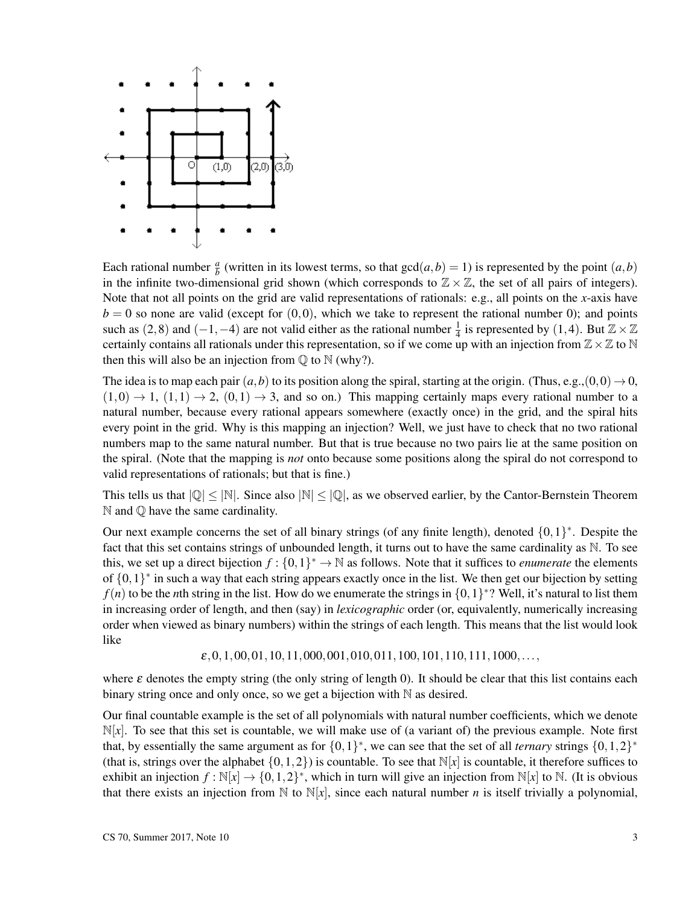Each rational number $\frac{a}{b}$ (written in its lowest terms, so that $\gcd(a,b) = 1$) is represented by the point $(a,b)$ in the infinite two-dimensional grid shown (which corresponds to $\mathbb{Z} \times \mathbb{Z}$, the set of all pairs of integers). Note that not all points on the grid are valid representations of rationals: e.g., all points on the $x$-axis have $b = 0$ so none are valid (except for $(0,0)$, which we take to represent the rational number 0); and points such as $(2,8)$ and $(-1,-4)$ are not valid either as the rational number $\frac{1}{4}$ is represented by $(1,4)$. But $\mathbb{Z} \times \mathbb{Z}$ certainly contains all rationals under this representation, so if we come up with an injection from $\mathbb{Z} \times \mathbb{Z}$ to $\mathbb{N}$ then this will also be an injection from $\mathbb{Q}$ to $\mathbb{N}$ (why?).

The idea is to map each pair $(a,b)$ to its position along the spiral, starting at the origin. (Thus, e.g.,$(0,0) \to 0$, $(1,0) \to 1$, $(1,1) \to 2$, $(0,1) \to 3$, and so on.) This mapping certainly maps every rational number to a natural number, because every rational appears somewhere (exactly once) in the grid, and the spiral hits every point in the grid. Why is this mapping an injection? Well, we just have to check that no two rational numbers map to the same natural number. But that is true because no two pairs lie at the same position on the spiral. (Note that the mapping is *not* onto because some positions along the spiral do not correspond to valid representations of rationals; but that is fine.)

This tells us that $|\mathbb{Q}| \leq |\mathbb{N}|$. Since also $|\mathbb{N}| \leq |\mathbb{Q}|$, as we observed earlier, by the Cantor-Bernstein Theorem $\mathbb{N}$ and $\mathbb{Q}$ have the same cardinality.

Our next example concerns the set of all binary strings (of any finite length), denoted $\{0,1\}^*$. Despite the fact that this set contains strings of unbounded length, it turns out to have the same cardinality as $\mathbb{N}$. To see this, we set up a direct bijection $f : \{0,1\}^* \to \mathbb{N}$ as follows. Note that it suffices to *enumerate* the elements of $\{0,1\}^*$ in such a way that each string appears exactly once in the list. We then get our bijection by setting $f(n)$ to be the $n$th string in the list. How do we enumerate the strings in $\{0,1\}^*$? Well, it's natural to list them in increasing order of length, and then (say) in *lexicographic* order (or, equivalently, numerically increasing order when viewed as binary numbers) within the strings of each length. This means that the list would look like

$$\varepsilon, 0, 1, 00, 01, 10, 11, 000, 001, 010, 011, 100, 101, 110, 111, 1000, \ldots,$$

where $\varepsilon$ denotes the empty string (the only string of length 0). It should be clear that this list contains each binary string once and only once, so we get a bijection with $\mathbb{N}$ as desired.

Our final countable example is the set of all polynomials with natural number coefficients, which we denote $\mathbb{N}[x]$. To see that this set is countable, we will make use of (a variant of) the previous example. Note first that, by essentially the same argument as for $\{0,1\}^*$, we can see that the set of all *ternary* strings $\{0,1,2\}^*$ (that is, strings over the alphabet $\{0,1,2\}$) is countable. To see that $\mathbb{N}[x]$ is countable, it therefore suffices to exhibit an injection $f : \mathbb{N}[x] \to \{0,1,2\}^*$, which in turn will give an injection from $\mathbb{N}[x]$ to $\mathbb{N}$. (It is obvious that there exists an injection from $\mathbb{N}$ to $\mathbb{N}[x]$, since each natural number $n$ is itself trivially a polynomial,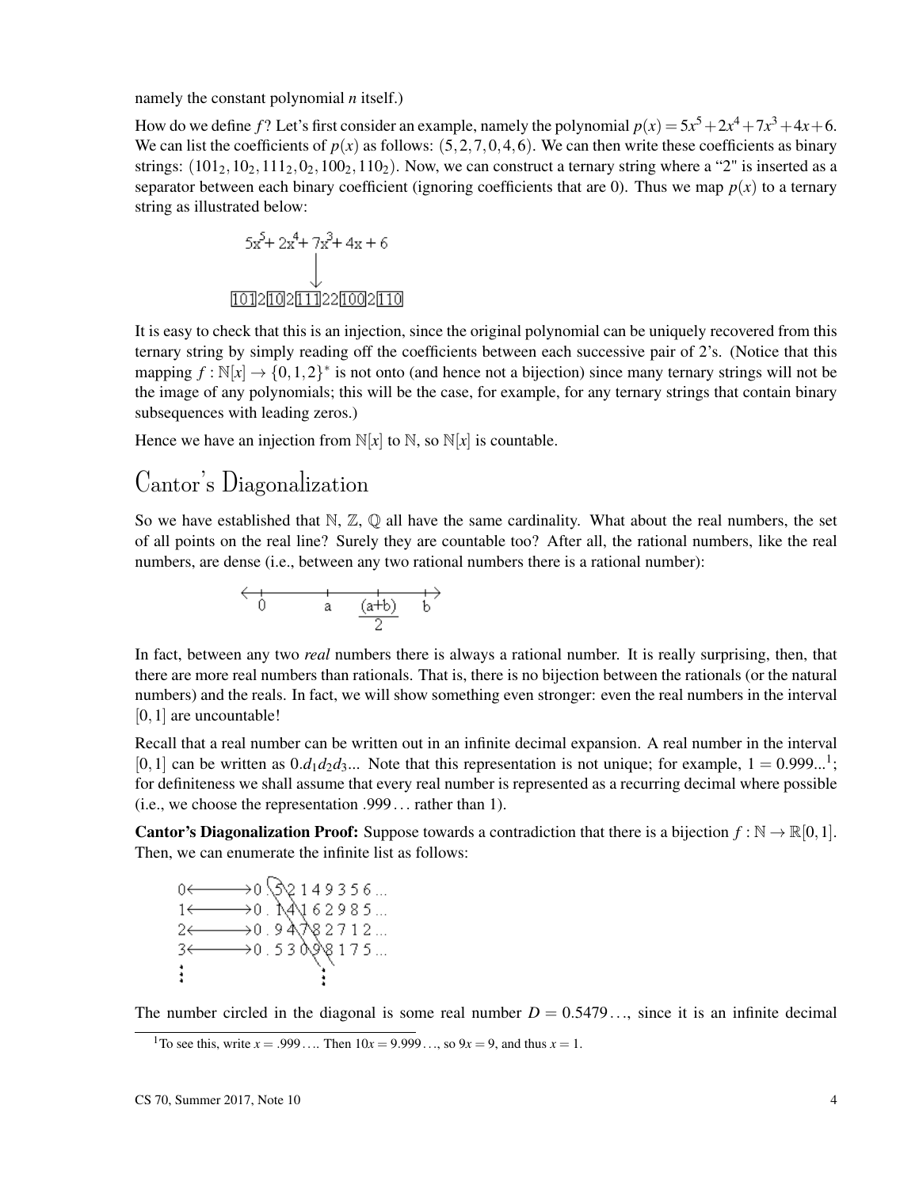namely the constant polynomial $n$ itself.)

How do we define $f$? Let's first consider an example, namely the polynomial $p(x) = 5x^5 + 2x^4 + 7x^3 + 4x + 6$. We can list the coefficients of $p(x)$ as follows: $(5, 2, 7, 0, 4, 6)$. We can then write these coefficients as binary strings: $(101_2, 10_2, 111_2, 0_2, 100_2, 110_2)$. Now, we can construct a ternary string where a "2" is inserted as a separator between each binary coefficient (ignoring coefficients that are 0). Thus we map $p(x)$ to a ternary string as illustrated below:

$$5x^5 + 2x^4 + 7x^3 + 4x + 6$$

$$\downarrow$$

$$\boxed{101}2\boxed{10}2\boxed{111}22\boxed{100}2\boxed{110}$$

It is easy to check that this is an injection, since the original polynomial can be uniquely recovered from this ternary string by simply reading off the coefficients between each successive pair of 2's. (Notice that this mapping $f : \mathbb{N}[x] \to \{0, 1, 2\}^*$ is not onto (and hence not a bijection) since many ternary strings will not be the image of any polynomials; this will be the case, for example, for any ternary strings that contain binary subsequences with leading zeros.)

Hence we have an injection from $\mathbb{N}[x]$ to $\mathbb{N}$, so $\mathbb{N}[x]$ is countable.

# Cantor's Diagonalization

So we have established that $\mathbb{N}$, $\mathbb{Z}$, $\mathbb{Q}$ all have the same cardinality. What about the real numbers, the set of all points on the real line? Surely they are countable too? After all, the rational numbers, like the real numbers, are dense (i.e., between any two rational numbers there is a rational number):

$$0 \qquad a \qquad \frac{(a+b)}{2} \qquad b$$

In fact, between any two *real* numbers there is always a rational number. It is really surprising, then, that there are more real numbers than rationals. That is, there is no bijection between the rationals (or the natural numbers) and the reals. In fact, we will show something even stronger: even the real numbers in the interval $[0, 1]$ are uncountable!

Recall that a real number can be written out in an infinite decimal expansion. A real number in the interval $[0, 1]$ can be written as $0.d_1d_2d_3...$ Note that this representation is not unique; for example, $1 = 0.999...$[1]; for definiteness we shall assume that every real number is represented as a recurring decimal where possible (i.e., we choose the representation $.999\ldots$ rather than 1).

**Cantor's Diagonalization Proof:** Suppose towards a contradiction that there is a bijection $f : \mathbb{N} \to \mathbb{R}[0, 1]$. Then, we can enumerate the infinite list as follows:

```
0 <-----> 0 . 5 2 1 4 9 3 5 6 ...
1 <-----> 0 . 1 4 1 6 2 9 8 5 ...
2 <-----> 0 . 9 4 7 8 2 7 1 2 ...
3 <-----> 0 . 5 3 0 9 8 1 7 5 ...
⋮             ⋮
```

The number circled in the diagonal is some real number $D = 0.5479\ldots$, since it is an infinite decimal

[1] To see this, write $x = .999\ldots$. Then $10x = 9.999\ldots$, so $9x = 9$, and thus $x = 1$.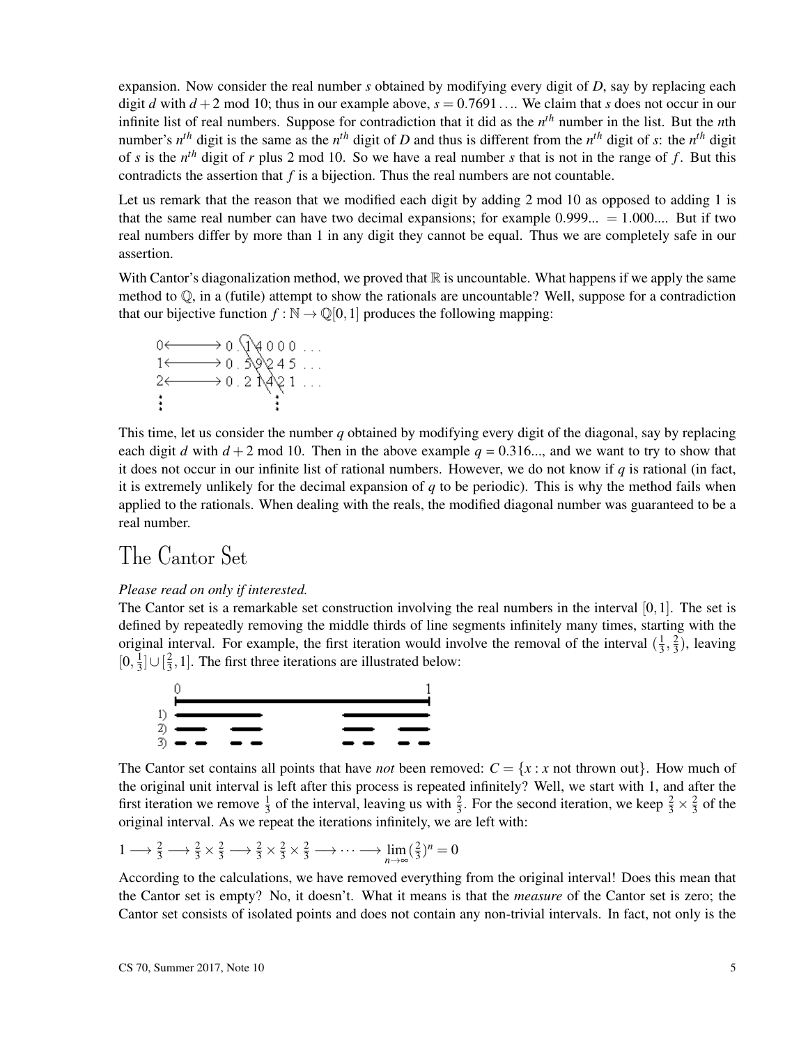expansion. Now consider the real number $s$ obtained by modifying every digit of $D$, say by replacing each digit $d$ with $d+2 \mod 10$; thus in our example above, $s = 0.7691\ldots$. We claim that $s$ does not occur in our infinite list of real numbers. Suppose for contradiction that it did as the $n^{th}$ number in the list. But the $n$th number's $n^{th}$ digit is the same as the $n^{th}$ digit of $D$ and thus is different from the $n^{th}$ digit of $s$: the $n^{th}$ digit of $s$ is the $n^{th}$ digit of $r$ plus 2 mod 10. So we have a real number $s$ that is not in the range of $f$. But this contradicts the assertion that $f$ is a bijection. Thus the real numbers are not countable.

Let us remark that the reason that we modified each digit by adding 2 mod 10 as opposed to adding 1 is that the same real number can have two decimal expansions; for example 0.999... $=$ 1.000.... But if two real numbers differ by more than 1 in any digit they cannot be equal. Thus we are completely safe in our assertion.

With Cantor's diagonalization method, we proved that $\mathbb{R}$ is uncountable. What happens if we apply the same method to $\mathbb{Q}$, in a (futile) attempt to show the rationals are uncountable? Well, suppose for a contradiction that our bijective function $f : \mathbb{N} \to \mathbb{Q}[0,1]$ produces the following mapping:

$$
\begin{aligned}
0 &\longleftrightarrow 0.\,1\,4\,0\,0\,0\,\ldots \\
1 &\longleftrightarrow 0.\,5\,9\,2\,4\,5\,\ldots \\
2 &\longleftrightarrow 0.\,2\,1\,4\,2\,1\,\ldots \\
&\vdots
\end{aligned}
$$

This time, let us consider the number $q$ obtained by modifying every digit of the diagonal, say by replacing each digit $d$ with $d+2 \mod 10$. Then in the above example $q$ = 0.316..., and we want to try to show that it does not occur in our infinite list of rational numbers. However, we do not know if $q$ is rational (in fact, it is extremely unlikely for the decimal expansion of $q$ to be periodic). This is why the method fails when applied to the rationals. When dealing with the reals, the modified diagonal number was guaranteed to be a real number.

# The Cantor Set

*Please read on only if interested.*

The Cantor set is a remarkable set construction involving the real numbers in the interval $[0,1]$. The set is defined by repeatedly removing the middle thirds of line segments infinitely many times, starting with the original interval. For example, the first iteration would involve the removal of the interval $(\frac{1}{3}, \frac{2}{3})$, leaving $[0, \frac{1}{3}] \cup [\frac{2}{3}, 1]$. The first three iterations are illustrated below:

The Cantor set contains all points that have *not* been removed: $C = \{x : x \text{ not thrown out}\}$. How much of the original unit interval is left after this process is repeated infinitely? Well, we start with 1, and after the first iteration we remove $\frac{1}{3}$ of the interval, leaving us with $\frac{2}{3}$. For the second iteration, we keep $\frac{2}{3} \times \frac{2}{3}$ of the original interval. As we repeat the iterations infinitely, we are left with:

$$1 \longrightarrow \tfrac{2}{3} \longrightarrow \tfrac{2}{3} \times \tfrac{2}{3} \longrightarrow \tfrac{2}{3} \times \tfrac{2}{3} \times \tfrac{2}{3} \longrightarrow \cdots \longrightarrow \lim_{n \to \infty} (\tfrac{2}{3})^n = 0$$

According to the calculations, we have removed everything from the original interval! Does this mean that the Cantor set is empty? No, it doesn't. What it means is that the *measure* of the Cantor set is zero; the Cantor set consists of isolated points and does not contain any non-trivial intervals. In fact, not only is the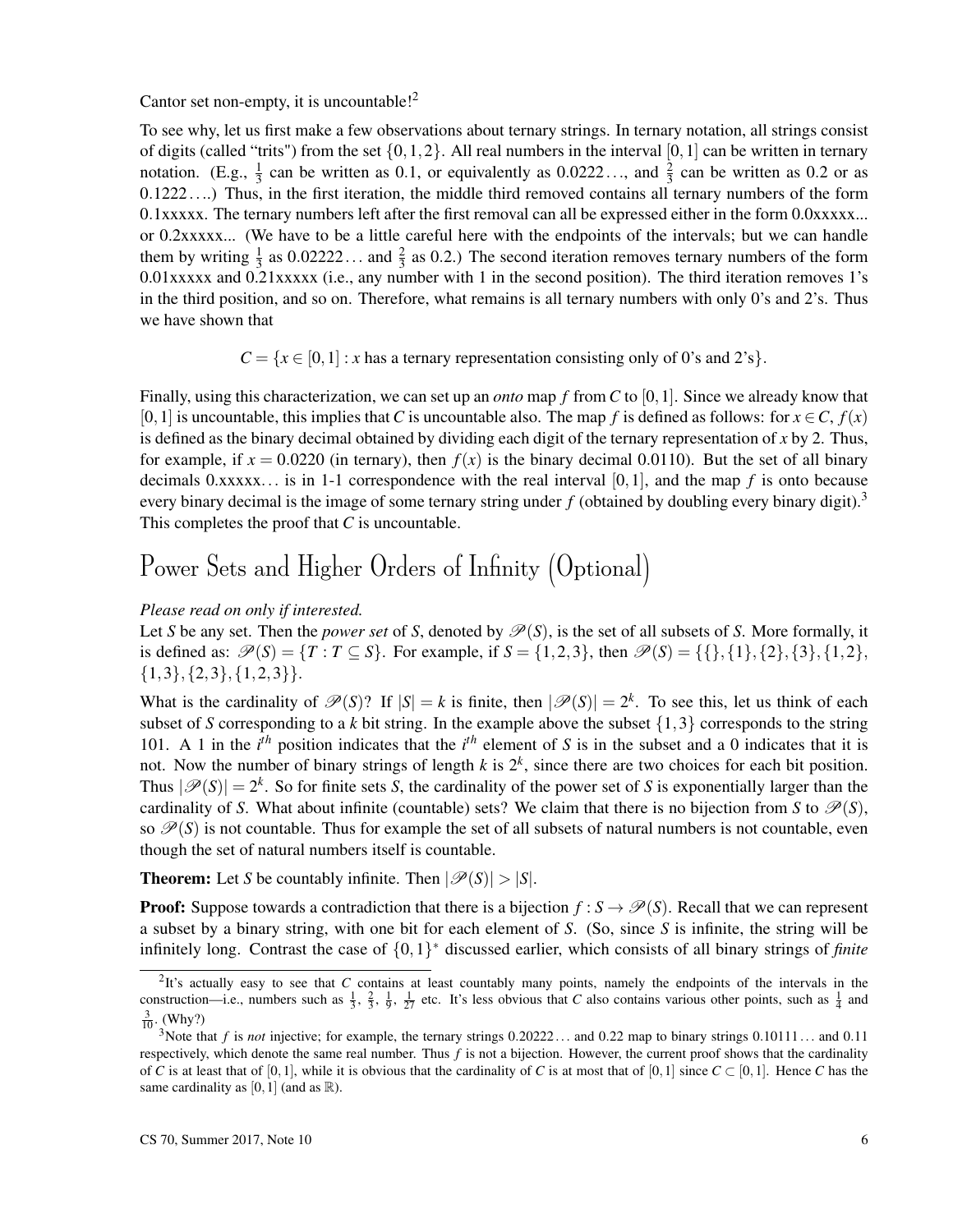Cantor set non-empty, it is uncountable![2]

To see why, let us first make a few observations about ternary strings. In ternary notation, all strings consist of digits (called "trits") from the set $\{0,1,2\}$. All real numbers in the interval $[0,1]$ can be written in ternary notation. (E.g., $\frac{1}{3}$ can be written as 0.1, or equivalently as $0.0222\ldots$, and $\frac{2}{3}$ can be written as 0.2 or as $0.1222\ldots$.) Thus, in the first iteration, the middle third removed contains all ternary numbers of the form 0.1xxxxx. The ternary numbers left after the first removal can all be expressed either in the form 0.0xxxxx... or 0.2xxxxx... (We have to be a little careful here with the endpoints of the intervals; but we can handle them by writing $\frac{1}{3}$ as $0.02222\ldots$ and $\frac{2}{3}$ as 0.2.) The second iteration removes ternary numbers of the form 0.01xxxxx and 0.21xxxxx (i.e., any number with 1 in the second position). The third iteration removes 1's in the third position, and so on. Therefore, what remains is all ternary numbers with only 0's and 2's. Thus we have shown that

$$C = \{x \in [0,1] : x \text{ has a ternary representation consisting only of 0's and 2's}\}.$$

Finally, using this characterization, we can set up an *onto* map $f$ from $C$ to $[0,1]$. Since we already know that $[0,1]$ is uncountable, this implies that $C$ is uncountable also. The map $f$ is defined as follows: for $x \in C$, $f(x)$ is defined as the binary decimal obtained by dividing each digit of the ternary representation of $x$ by 2. Thus, for example, if $x = 0.0220$ (in ternary), then $f(x)$ is the binary decimal 0.0110). But the set of all binary decimals 0.xxxxx... is in 1-1 correspondence with the real interval $[0,1]$, and the map $f$ is onto because every binary decimal is the image of some ternary string under $f$ (obtained by doubling every binary digit).[3] This completes the proof that $C$ is uncountable.

# Power Sets and Higher Orders of Infinity (Optional)

*Please read on only if interested.*

Let $S$ be any set. Then the *power set* of $S$, denoted by $\mathscr{P}(S)$, is the set of all subsets of $S$. More formally, it is defined as: $\mathscr{P}(S) = \{T : T \subseteq S\}$. For example, if $S = \{1,2,3\}$, then $\mathscr{P}(S) = \{\{\},\{1\},\{2\},\{3\},\{1,2\},\{1,3\},\{2,3\},\{1,2,3\}\}$.

What is the cardinality of $\mathscr{P}(S)$? If $|S| = k$ is finite, then $|\mathscr{P}(S)| = 2^k$. To see this, let us think of each subset of $S$ corresponding to a $k$ bit string. In the example above the subset $\{1,3\}$ corresponds to the string 101. A 1 in the $i^{th}$ position indicates that the $i^{th}$ element of $S$ is in the subset and a 0 indicates that it is not. Now the number of binary strings of length $k$ is $2^k$, since there are two choices for each bit position. Thus $|\mathscr{P}(S)| = 2^k$. So for finite sets $S$, the cardinality of the power set of $S$ is exponentially larger than the cardinality of $S$. What about infinite (countable) sets? We claim that there is no bijection from $S$ to $\mathscr{P}(S)$, so $\mathscr{P}(S)$ is not countable. Thus for example the set of all subsets of natural numbers is not countable, even though the set of natural numbers itself is countable.

**Theorem:** Let $S$ be countably infinite. Then $|\mathscr{P}(S)| > |S|$.

**Proof:** Suppose towards a contradiction that there is a bijection $f : S \to \mathscr{P}(S)$. Recall that we can represent a subset by a binary string, with one bit for each element of $S$. (So, since $S$ is infinite, the string will be infinitely long. Contrast the case of $\{0,1\}^*$ discussed earlier, which consists of all binary strings of *finite*

[2] It's actually easy to see that $C$ contains at least countably many points, namely the endpoints of the intervals in the construction—i.e., numbers such as $\frac{1}{3}$, $\frac{2}{3}$, $\frac{1}{9}$, $\frac{1}{27}$ etc. It's less obvious that $C$ also contains various other points, such as $\frac{1}{4}$ and $\frac{3}{10}$. (Why?)

[3] Note that $f$ is *not* injective; for example, the ternary strings $0.20222\ldots$ and 0.22 map to binary strings $0.10111\ldots$ and 0.11 respectively, which denote the same real number. Thus $f$ is not a bijection. However, the current proof shows that the cardinality of $C$ is at least that of $[0,1]$, while it is obvious that the cardinality of $C$ is at most that of $[0,1]$ since $C \subset [0,1]$. Hence $C$ has the same cardinality as $[0,1]$ (and as $\mathbb{R}$).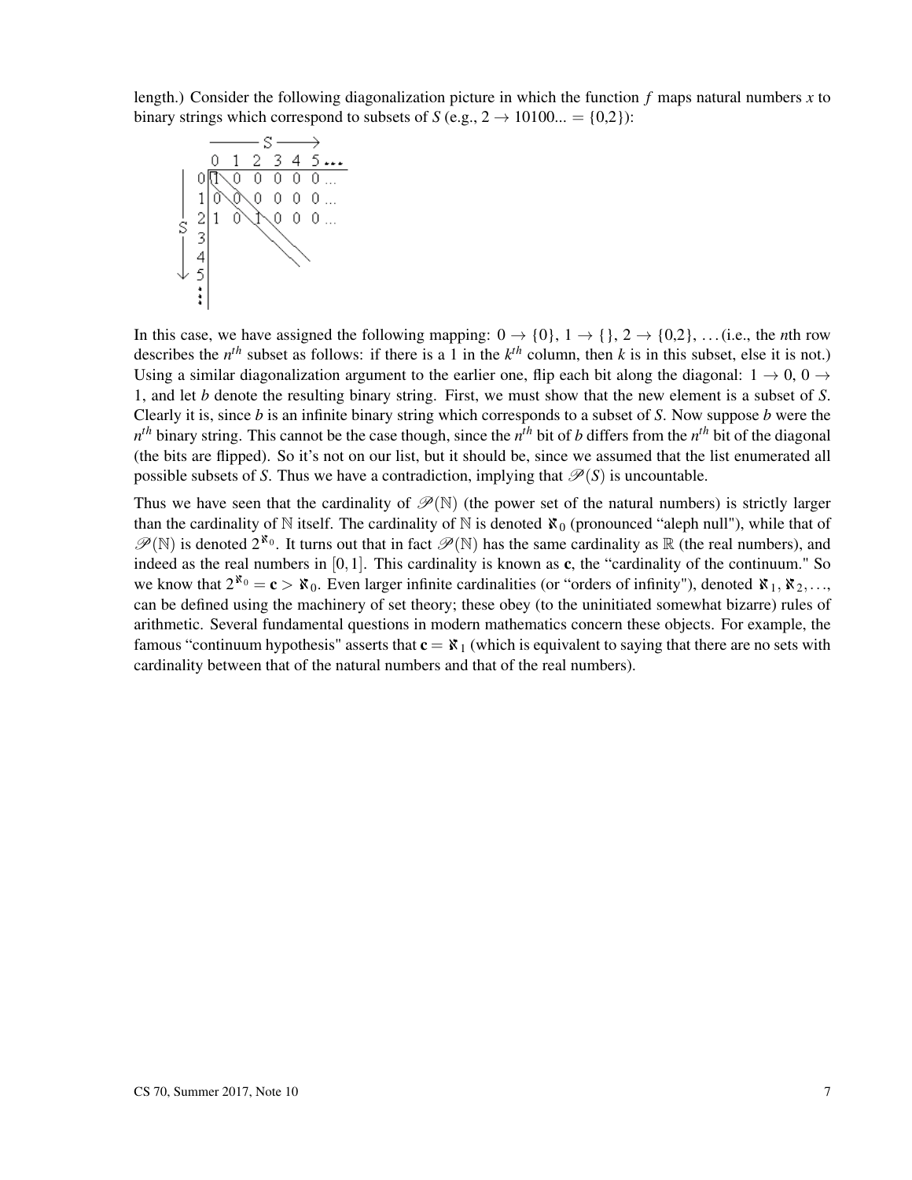length.) Consider the following diagonalization picture in which the function $f$ maps natural numbers $x$ to binary strings which correspond to subsets of $S$ (e.g., $2 \rightarrow 10100... = \{0,2\}$):

| | 0 | 1 | 2 | 3 | 4 | 5 ... |
|---|---|---|---|---|---|---|
| 0 | 1 | 0 | 0 | 0 | 0 | 0 ... |
| 1 | 0 | 0 | 0 | 0 | 0 | 0 ... |
| 2 | 1 | 0 | 1 | 0 | 0 | 0 ... |
| 3 | | | | | | |
| 4 | | | | | | |
| 5 | | | | | | |
| ⋮ | | | | | | |

In this case, we have assigned the following mapping: $0 \rightarrow \{0\}$, $1 \rightarrow \{\}$, $2 \rightarrow \{0,2\}$, ... (i.e., the $n$th row describes the $n^{th}$ subset as follows: if there is a 1 in the $k^{th}$ column, then $k$ is in this subset, else it is not.) Using a similar diagonalization argument to the earlier one, flip each bit along the diagonal: $1 \rightarrow 0$, $0 \rightarrow 1$, and let $b$ denote the resulting binary string. First, we must show that the new element is a subset of $S$. Clearly it is, since $b$ is an infinite binary string which corresponds to a subset of $S$. Now suppose $b$ were the $n^{th}$ binary string. This cannot be the case though, since the $n^{th}$ bit of $b$ differs from the $n^{th}$ bit of the diagonal (the bits are flipped). So it's not on our list, but it should be, since we assumed that the list enumerated all possible subsets of $S$. Thus we have a contradiction, implying that $\mathscr{P}(S)$ is uncountable.

Thus we have seen that the cardinality of $\mathscr{P}(\mathbb{N})$ (the power set of the natural numbers) is strictly larger than the cardinality of $\mathbb{N}$ itself. The cardinality of $\mathbb{N}$ is denoted $\aleph_0$ (pronounced "aleph null"), while that of $\mathscr{P}(\mathbb{N})$ is denoted $2^{\aleph_0}$. It turns out that in fact $\mathscr{P}(\mathbb{N})$ has the same cardinality as $\mathbb{R}$ (the real numbers), and indeed as the real numbers in $[0,1]$. This cardinality is known as $\mathbf{c}$, the "cardinality of the continuum." So we know that $2^{\aleph_0} = \mathbf{c} > \aleph_0$. Even larger infinite cardinalities (or "orders of infinity"), denoted $\aleph_1, \aleph_2, \ldots$, can be defined using the machinery of set theory; these obey (to the uninitiated somewhat bizarre) rules of arithmetic. Several fundamental questions in modern mathematics concern these objects. For example, the famous "continuum hypothesis" asserts that $\mathbf{c} = \aleph_1$ (which is equivalent to saying that there are no sets with cardinality between that of the natural numbers and that of the real numbers).